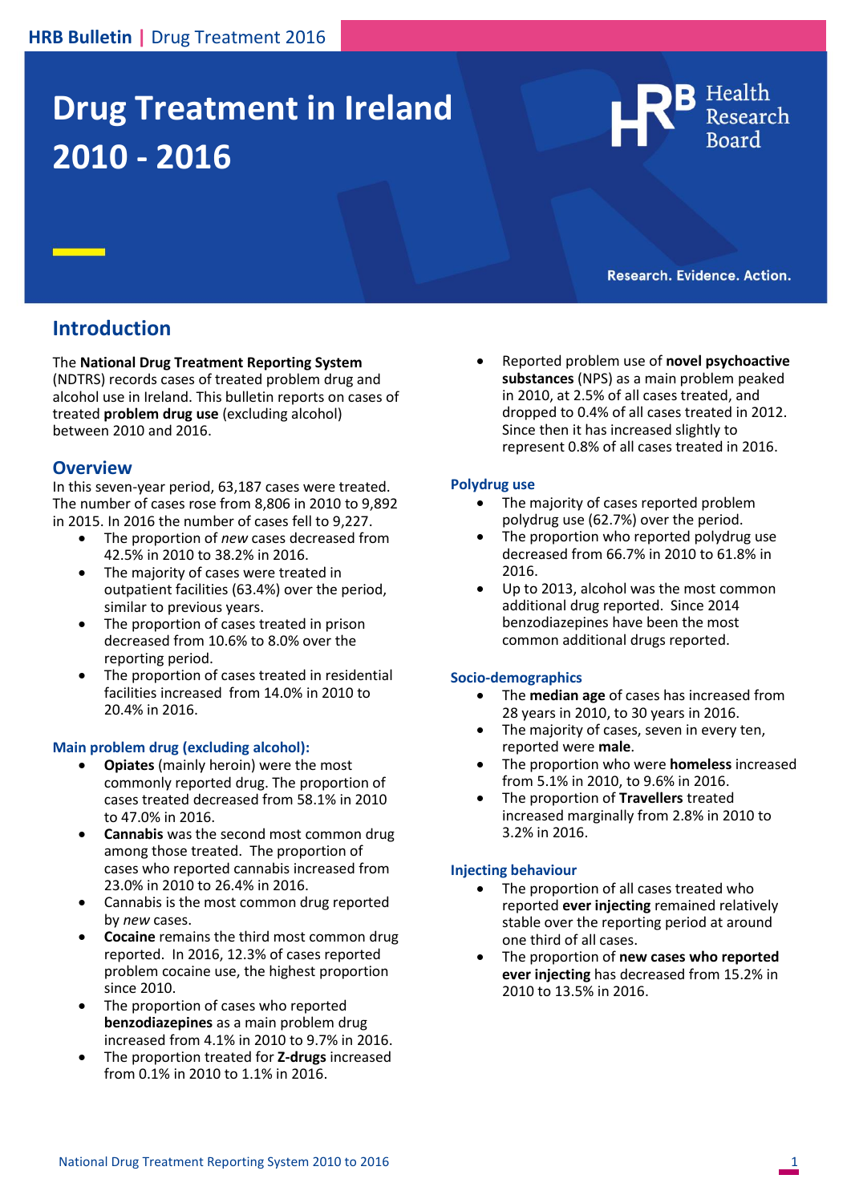# Drug Treatment in Ireland 2010 - 2016

Research. Evidence. Action.

## Introduction

The **National Drug Treatment Reporting System** (NDTRS) records cases of treated problem drug and alcohol use in Ireland. This bulletin reports on cases of treated **problem drug use** (excluding alcohol) between 2010 and 2016.

## Overview

In this seven-year period, 63,187 cases were treated. The number of cases rose from 8,806 in 2010 to 9,892 in 2015. In 2016 the number of cases fell to 9,227.

- The proportion of *new* cases decreased from 42.5% in 2010 to 38.2% in 2016.
- The majority of cases were treated in outpatient facilities (63.4%) over the period, similar to previous years.
- The proportion of cases treated in prison decreased from 10.6% to 8.0% over the reporting period.
- The proportion of cases treated in residential facilities increased from 14.0% in 2010 to 20.4% in 2016.

### Main problem drug (excluding alcohol):

- **Opiates** (mainly heroin) were the most commonly reported drug. The proportion of cases treated decreased from 58.1% in 2010 to 47.0% in 2016.
- **Cannabis** was the second most common drug among those treated. The proportion of cases who reported cannabis increased from 23.0% in 2010 to 26.4% in 2016.
- Cannabis is the most common drug reported by *new* cases.
- **Cocaine** remains the third most common drug reported. In 2016, 12.3% of cases reported problem cocaine use, the highest proportion since 2010.
- The proportion of cases who reported **benzodiazepines** as a main problem drug increased from 4.1% in 2010 to 9.7% in 2016.
- The proportion treated for **Z-drugs** increased from 0.1% in 2010 to 1.1% in 2016.
- Reported problem use of **novel psychoactive substances** (NPS) as a main problem peaked in 2010, at 2.5% of all cases treated, and dropped to 0.4% of all cases treated in 2012. Since then it has increased slightly to represent 0.8% of all cases treated in 2016.

### Polydrug use

- The majority of cases reported problem polydrug use (62.7%) over the period.
- The proportion who reported polydrug use decreased from 66.7% in 2010 to 61.8% in 2016.
- Up to 2013, alcohol was the most common additional drug reported. Since 2014 benzodiazepines have been the most common additional drugs reported.

### Socio-demographics

- The **median age** of cases has increased from 28 years in 2010, to 30 years in 2016.
- The majority of cases, seven in every ten, reported were **male**.
- The proportion who were **homeless** increased from 5.1% in 2010, to 9.6% in 2016.
- The proportion of **Travellers** treated increased marginally from 2.8% in 2010 to 3.2% in 2016.

### Injecting behaviour

- The proportion of all cases treated who reported **ever injecting** remained relatively stable over the reporting period at around one third of all cases.
- The proportion of **new cases who reported ever injecting** has decreased from 15.2% in 2010 to 13.5% in 2016.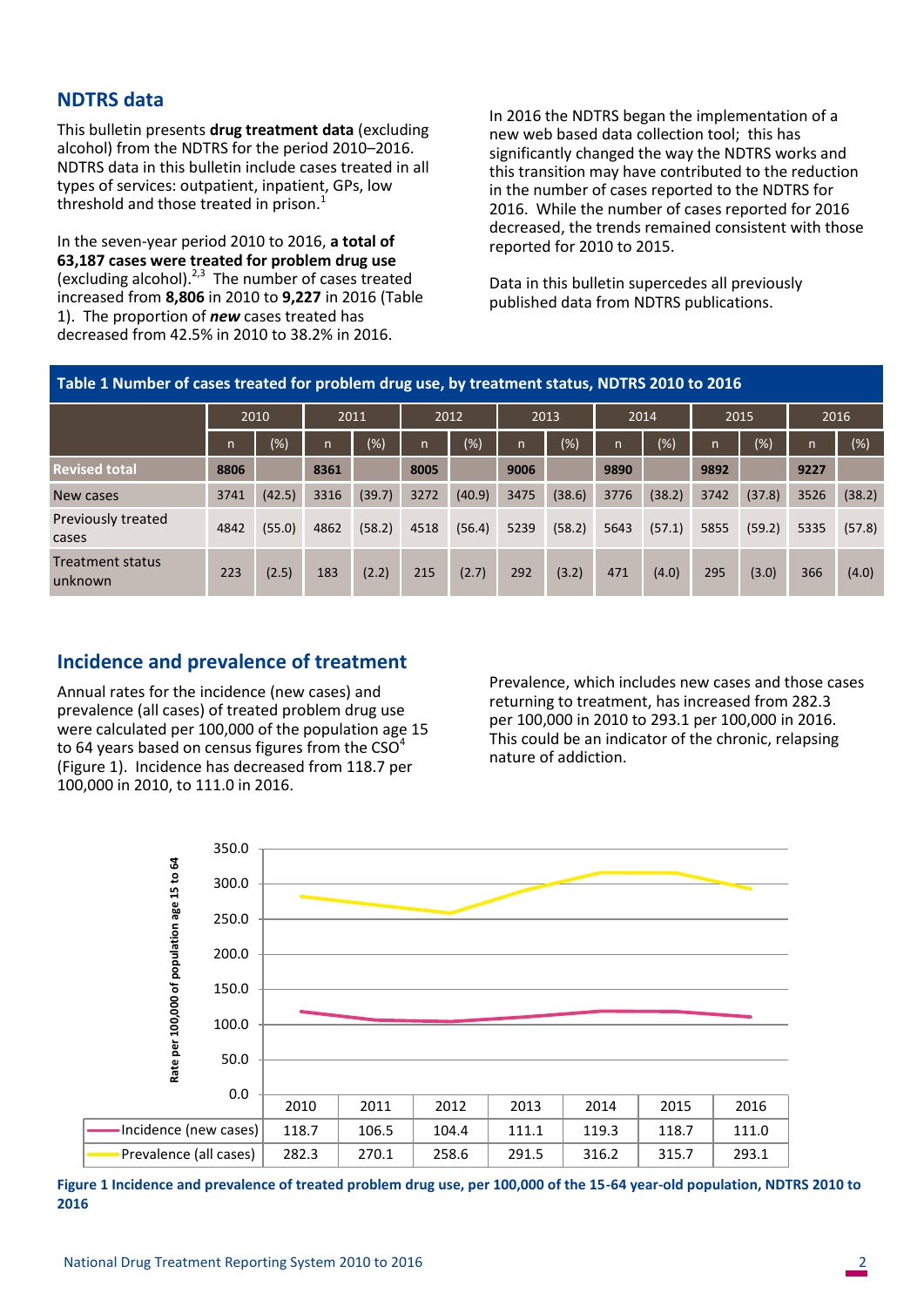## NDTRS data

This bulletin presents **drug treatment data** (excluding alcohol) from the NDTRS for the period 2010–2016. NDTRS data in this bulletin include cases treated in all types of services: outpatient, inpatient, GPs, low threshold and those treated in prison.[1]

In the seven-year period 2010 to 2016, **a total of 63,187 cases were treated for problem drug use** (excluding alcohol).[2,3] The number of cases treated increased from **8,806** in 2010 to **9,227** in 2016 (Table 1). The proportion of ***new*** cases treated has decreased from 42.5% in 2010 to 38.2% in 2016.

In 2016 the NDTRS began the implementation of a new web based data collection tool; this has significantly changed the way the NDTRS works and this transition may have contributed to the reduction in the number of cases reported to the NDTRS for 2016. While the number of cases reported for 2016 decreased, the trends remained consistent with those reported for 2010 to 2015.

Data in this bulletin supercedes all previously published data from NDTRS publications.

**Table 1 Number of cases treated for problem drug use, by treatment status, NDTRS 2010 to 2016**

| | 2010 | | 2011 | | 2012 | | 2013 | | 2014 | | 2015 | | 2016 | |
|---|---|---|---|---|---|---|---|---|---|---|---|---|---|---|
| | n | (%) | n | (%) | n | (%) | n | (%) | n | (%) | n | (%) | n | (%) |
| **Revised total** | **8806** | | **8361** | | **8005** | | **9006** | | **9890** | | **9892** | | **9227** | |
| New cases | 3741 | (42.5) | 3316 | (39.7) | 3272 | (40.9) | 3475 | (38.6) | 3776 | (38.2) | 3742 | (37.8) | 3526 | (38.2) |
| Previously treated cases | 4842 | (55.0) | 4862 | (58.2) | 4518 | (56.4) | 5239 | (58.2) | 5643 | (57.1) | 5855 | (59.2) | 5335 | (57.8) |
| Treatment status unknown | 223 | (2.5) | 183 | (2.2) | 215 | (2.7) | 292 | (3.2) | 471 | (4.0) | 295 | (3.0) | 366 | (4.0) |

## Incidence and prevalence of treatment

Annual rates for the incidence (new cases) and prevalence (all cases) of treated problem drug use were calculated per 100,000 of the population age 15 to 64 years based on census figures from the CSO[4] (Figure 1). Incidence has decreased from 118.7 per 100,000 in 2010, to 111.0 in 2016.

Prevalence, which includes new cases and those cases returning to treatment, has increased from 282.3 per 100,000 in 2010 to 293.1 per 100,000 in 2016. This could be an indicator of the chronic, relapsing nature of addiction.

| | 2010 | 2011 | 2012 | 2013 | 2014 | 2015 | 2016 |
|---|---|---|---|---|---|---|---|
| Incidence (new cases) | 118.7 | 106.5 | 104.4 | 111.1 | 119.3 | 118.7 | 111.0 |
| Prevalence (all cases) | 282.3 | 270.1 | 258.6 | 291.5 | 316.2 | 315.7 | 293.1 |

**Figure 1 Incidence and prevalence of treated problem drug use, per 100,000 of the 15-64 year-old population, NDTRS 2010 to 2016**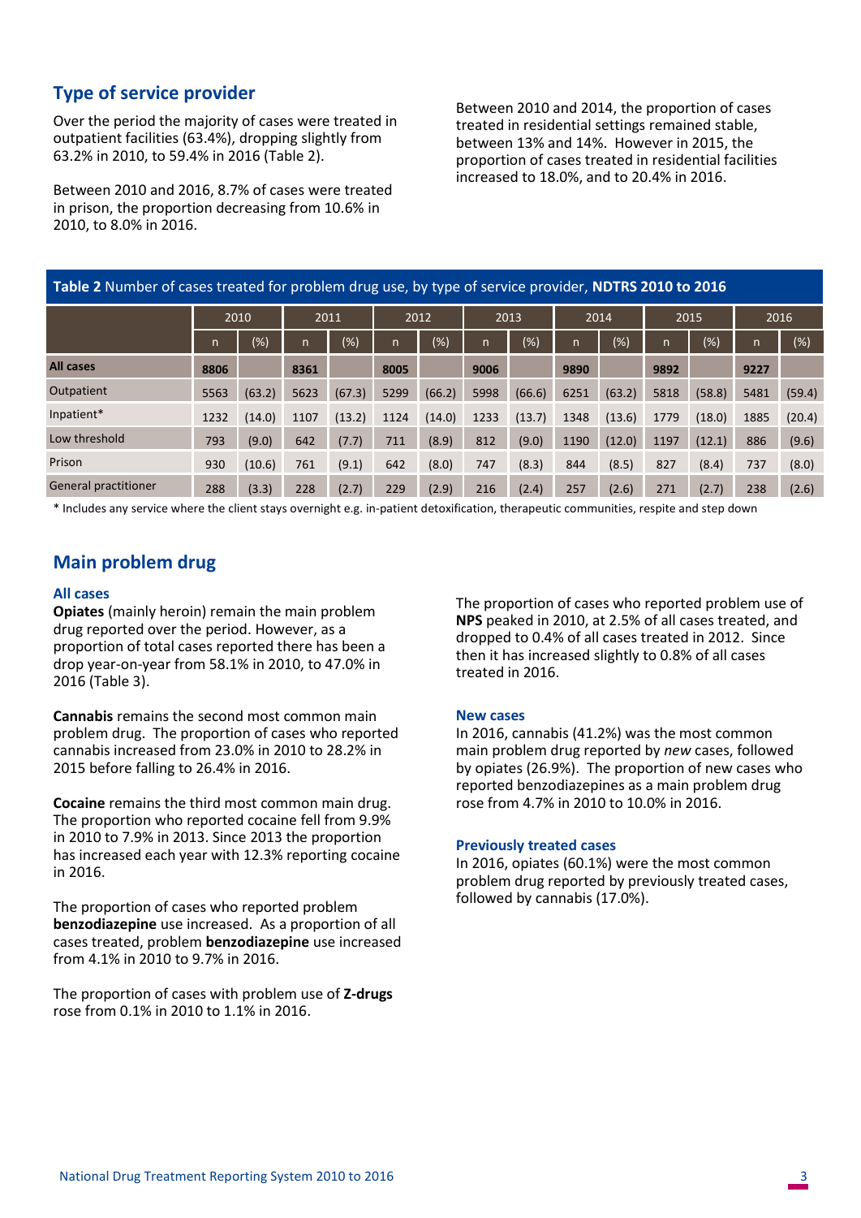## Type of service provider

Over the period the majority of cases were treated in outpatient facilities (63.4%), dropping slightly from 63.2% in 2010, to 59.4% in 2016 (Table 2).

Between 2010 and 2016, 8.7% of cases were treated in prison, the proportion decreasing from 10.6% in 2010, to 8.0% in 2016.

Between 2010 and 2014, the proportion of cases treated in residential settings remained stable, between 13% and 14%. However in 2015, the proportion of cases treated in residential facilities increased to 18.0%, and to 20.4% in 2016.

**Table 2** Number of cases treated for problem drug use, by type of service provider, **NDTRS 2010 to 2016**

| | 2010 | | 2011 | | 2012 | | 2013 | | 2014 | | 2015 | | 2016 | |
|---|---|---|---|---|---|---|---|---|---|---|---|---|---|---|
| | n | (%) | n | (%) | n | (%) | n | (%) | n | (%) | n | (%) | n | (%) |
| **All cases** | **8806** | | **8361** | | **8005** | | **9006** | | **9890** | | **9892** | | **9227** | |
| Outpatient | 5563 | (63.2) | 5623 | (67.3) | 5299 | (66.2) | 5998 | (66.6) | 6251 | (63.2) | 5818 | (58.8) | 5481 | (59.4) |
| Inpatient* | 1232 | (14.0) | 1107 | (13.2) | 1124 | (14.0) | 1233 | (13.7) | 1348 | (13.6) | 1779 | (18.0) | 1885 | (20.4) |
| Low threshold | 793 | (9.0) | 642 | (7.7) | 711 | (8.9) | 812 | (9.0) | 1190 | (12.0) | 1197 | (12.1) | 886 | (9.6) |
| Prison | 930 | (10.6) | 761 | (9.1) | 642 | (8.0) | 747 | (8.3) | 844 | (8.5) | 827 | (8.4) | 737 | (8.0) |
| General practitioner | 288 | (3.3) | 228 | (2.7) | 229 | (2.9) | 216 | (2.4) | 257 | (2.6) | 271 | (2.7) | 238 | (2.6) |

* Includes any service where the client stays overnight e.g. in-patient detoxification, therapeutic communities, respite and step down

## Main problem drug

### All cases

**Opiates** (mainly heroin) remain the main problem drug reported over the period. However, as a proportion of total cases reported there has been a drop year-on-year from 58.1% in 2010, to 47.0% in 2016 (Table 3).

**Cannabis** remains the second most common main problem drug. The proportion of cases who reported cannabis increased from 23.0% in 2010 to 28.2% in 2015 before falling to 26.4% in 2016.

**Cocaine** remains the third most common main drug. The proportion who reported cocaine fell from 9.9% in 2010 to 7.9% in 2013. Since 2013 the proportion has increased each year with 12.3% reporting cocaine in 2016.

The proportion of cases who reported problem **benzodiazepine** use increased. As a proportion of all cases treated, problem **benzodiazepine** use increased from 4.1% in 2010 to 9.7% in 2016.

The proportion of cases with problem use of **Z-drugs** rose from 0.1% in 2010 to 1.1% in 2016.

The proportion of cases who reported problem use of **NPS** peaked in 2010, at 2.5% of all cases treated, and dropped to 0.4% of all cases treated in 2012. Since then it has increased slightly to 0.8% of all cases treated in 2016.

### New cases

In 2016, cannabis (41.2%) was the most common main problem drug reported by *new* cases, followed by opiates (26.9%). The proportion of new cases who reported benzodiazepines as a main problem drug rose from 4.7% in 2010 to 10.0% in 2016.

### Previously treated cases

In 2016, opiates (60.1%) were the most common problem drug reported by previously treated cases, followed by cannabis (17.0%).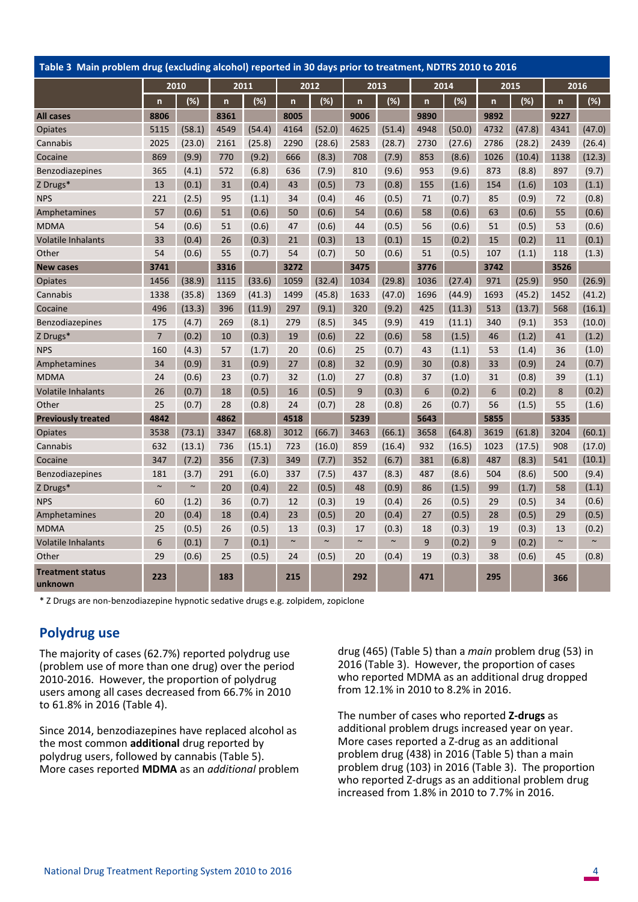**Table 3 Main problem drug (excluding alcohol) reported in 30 days prior to treatment, NDTRS 2010 to 2016**

| | 2010 | | 2011 | | 2012 | | 2013 | | 2014 | | 2015 | | 2016 | |
|---|---|---|---|---|---|---|---|---|---|---|---|---|---|---|
| | n | (%) | n | (%) | n | (%) | n | (%) | n | (%) | n | (%) | n | (%) |
| **All cases** | **8806** | | **8361** | | **8005** | | **9006** | | **9890** | | **9892** | | **9227** | |
| Opiates | 5115 | (58.1) | 4549 | (54.4) | 4164 | (52.0) | 4625 | (51.4) | 4948 | (50.0) | 4732 | (47.8) | 4341 | (47.0) |
| Cannabis | 2025 | (23.0) | 2161 | (25.8) | 2290 | (28.6) | 2583 | (28.7) | 2730 | (27.6) | 2786 | (28.2) | 2439 | (26.4) |
| Cocaine | 869 | (9.9) | 770 | (9.2) | 666 | (8.3) | 708 | (7.9) | 853 | (8.6) | 1026 | (10.4) | 1138 | (12.3) |
| Benzodiazepines | 365 | (4.1) | 572 | (6.8) | 636 | (7.9) | 810 | (9.6) | 953 | (9.6) | 873 | (8.8) | 897 | (9.7) |
| Z Drugs* | 13 | (0.1) | 31 | (0.4) | 43 | (0.5) | 73 | (0.8) | 155 | (1.6) | 154 | (1.6) | 103 | (1.1) |
| NPS | 221 | (2.5) | 95 | (1.1) | 34 | (0.4) | 46 | (0.5) | 71 | (0.7) | 85 | (0.9) | 72 | (0.8) |
| Amphetamines | 57 | (0.6) | 51 | (0.6) | 50 | (0.6) | 54 | (0.6) | 58 | (0.6) | 63 | (0.6) | 55 | (0.6) |
| MDMA | 54 | (0.6) | 51 | (0.6) | 47 | (0.6) | 44 | (0.5) | 56 | (0.6) | 51 | (0.5) | 53 | (0.6) |
| Volatile Inhalants | 33 | (0.4) | 26 | (0.3) | 21 | (0.3) | 13 | (0.1) | 15 | (0.2) | 15 | (0.2) | 11 | (0.1) |
| Other | 54 | (0.6) | 55 | (0.7) | 54 | (0.7) | 50 | (0.6) | 51 | (0.5) | 107 | (1.1) | 118 | (1.3) |
| **New cases** | **3741** | | **3316** | | **3272** | | **3475** | | **3776** | | **3742** | | **3526** | |
| Opiates | 1456 | (38.9) | 1115 | (33.6) | 1059 | (32.4) | 1034 | (29.8) | 1036 | (27.4) | 971 | (25.9) | 950 | (26.9) |
| Cannabis | 1338 | (35.8) | 1369 | (41.3) | 1499 | (45.8) | 1633 | (47.0) | 1696 | (44.9) | 1693 | (45.2) | 1452 | (41.2) |
| Cocaine | 496 | (13.3) | 396 | (11.9) | 297 | (9.1) | 320 | (9.2) | 425 | (11.3) | 513 | (13.7) | 568 | (16.1) |
| Benzodiazepines | 175 | (4.7) | 269 | (8.1) | 279 | (8.5) | 345 | (9.9) | 419 | (11.1) | 340 | (9.1) | 353 | (10.0) |
| Z Drugs* | 7 | (0.2) | 10 | (0.3) | 19 | (0.6) | 22 | (0.6) | 58 | (1.5) | 46 | (1.2) | 41 | (1.2) |
| NPS | 160 | (4.3) | 57 | (1.7) | 20 | (0.6) | 25 | (0.7) | 43 | (1.1) | 53 | (1.4) | 36 | (1.0) |
| Amphetamines | 34 | (0.9) | 31 | (0.9) | 27 | (0.8) | 32 | (0.9) | 30 | (0.8) | 33 | (0.9) | 24 | (0.7) |
| MDMA | 24 | (0.6) | 23 | (0.7) | 32 | (1.0) | 27 | (0.8) | 37 | (1.0) | 31 | (0.8) | 39 | (1.1) |
| Volatile Inhalants | 26 | (0.7) | 18 | (0.5) | 16 | (0.5) | 9 | (0.3) | 6 | (0.2) | 6 | (0.2) | 8 | (0.2) |
| Other | 25 | (0.7) | 28 | (0.8) | 24 | (0.7) | 28 | (0.8) | 26 | (0.7) | 56 | (1.5) | 55 | (1.6) |
| **Previously treated** | **4842** | | **4862** | | **4518** | | **5239** | | **5643** | | **5855** | | **5335** | |
| Opiates | 3538 | (73.1) | 3347 | (68.8) | 3012 | (66.7) | 3463 | (66.1) | 3658 | (64.8) | 3619 | (61.8) | 3204 | (60.1) |
| Cannabis | 632 | (13.1) | 736 | (15.1) | 723 | (16.0) | 859 | (16.4) | 932 | (16.5) | 1023 | (17.5) | 908 | (17.0) |
| Cocaine | 347 | (7.2) | 356 | (7.3) | 349 | (7.7) | 352 | (6.7) | 381 | (6.8) | 487 | (8.3) | 541 | (10.1) |
| Benzodiazepines | 181 | (3.7) | 291 | (6.0) | 337 | (7.5) | 437 | (8.3) | 487 | (8.6) | 504 | (8.6) | 500 | (9.4) |
| Z Drugs* | ~ | ~ | 20 | (0.4) | 22 | (0.5) | 48 | (0.9) | 86 | (1.5) | 99 | (1.7) | 58 | (1.1) |
| NPS | 60 | (1.2) | 36 | (0.7) | 12 | (0.3) | 19 | (0.4) | 26 | (0.5) | 29 | (0.5) | 34 | (0.6) |
| Amphetamines | 20 | (0.4) | 18 | (0.4) | 23 | (0.5) | 20 | (0.4) | 27 | (0.5) | 28 | (0.5) | 29 | (0.5) |
| MDMA | 25 | (0.5) | 26 | (0.5) | 13 | (0.3) | 17 | (0.3) | 18 | (0.3) | 19 | (0.3) | 13 | (0.2) |
| Volatile Inhalants | 6 | (0.1) | 7 | (0.1) | ~ | ~ | ~ | ~ | 9 | (0.2) | 9 | (0.2) | ~ | ~ |
| Other | 29 | (0.6) | 25 | (0.5) | 24 | (0.5) | 20 | (0.4) | 19 | (0.3) | 38 | (0.6) | 45 | (0.8) |
| **Treatment status unknown** | **223** | | **183** | | **215** | | **292** | | **471** | | **295** | | **366** | |

\* Z Drugs are non-benzodiazepine hypnotic sedative drugs e.g. zolpidem, zopiclone

## Polydrug use

The majority of cases (62.7%) reported polydrug use (problem use of more than one drug) over the period 2010-2016. However, the proportion of polydrug users among all cases decreased from 66.7% in 2010 to 61.8% in 2016 (Table 4).

Since 2014, benzodiazepines have replaced alcohol as the most common **additional** drug reported by polydrug users, followed by cannabis (Table 5). More cases reported **MDMA** as an *additional* problem drug (465) (Table 5) than a *main* problem drug (53) in 2016 (Table 3). However, the proportion of cases who reported MDMA as an additional drug dropped from 12.1% in 2010 to 8.2% in 2016.

The number of cases who reported **Z-drugs** as additional problem drugs increased year on year. More cases reported a Z-drug as an additional problem drug (438) in 2016 (Table 5) than a main problem drug (103) in 2016 (Table 3). The proportion who reported Z-drugs as an additional problem drug increased from 1.8% in 2010 to 7.7% in 2016.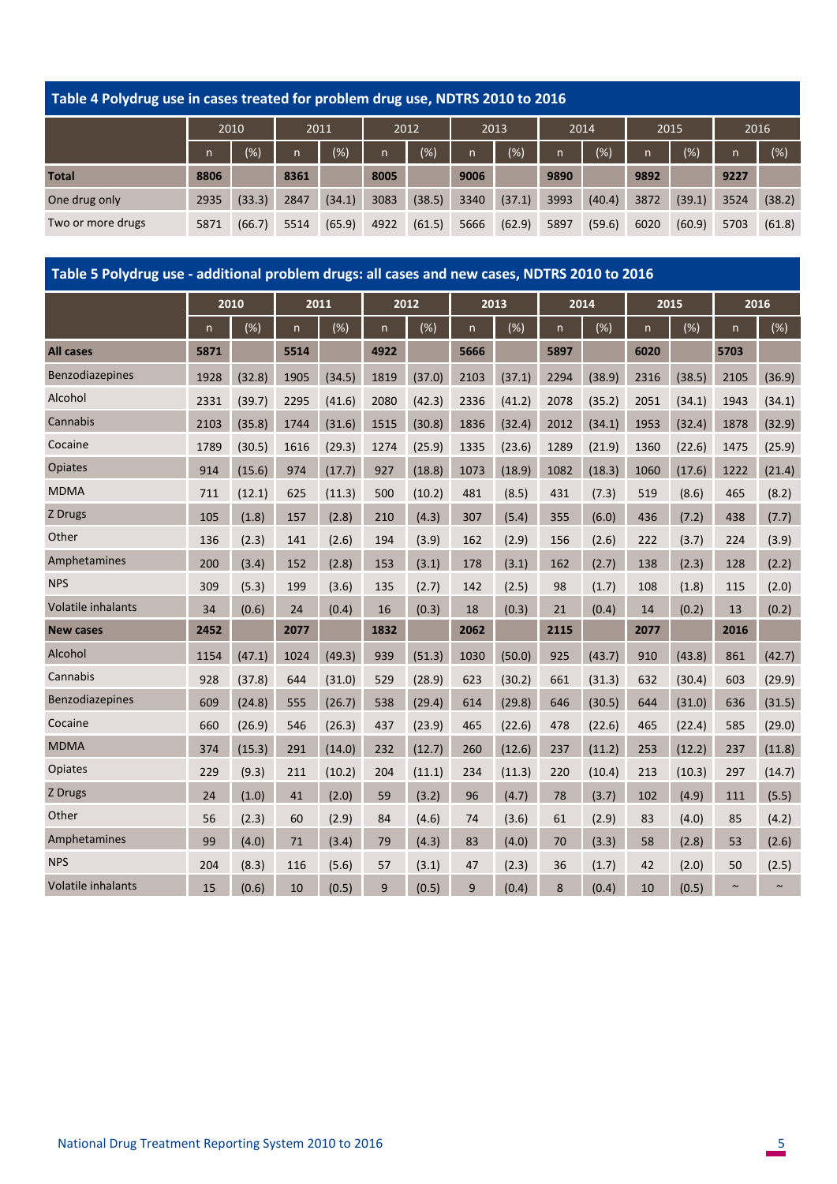## Table 4 Polydrug use in cases treated for problem drug use, NDTRS 2010 to 2016

| | 2010 | | 2011 | | 2012 | | 2013 | | 2014 | | 2015 | | 2016 | |
|---|---|---|---|---|---|---|---|---|---|---|---|---|---|---|
| | n | (%) | n | (%) | n | (%) | n | (%) | n | (%) | n | (%) | n | (%) |
| **Total** | **8806** | | **8361** | | **8005** | | **9006** | | **9890** | | **9892** | | **9227** | |
| One drug only | 2935 | (33.3) | 2847 | (34.1) | 3083 | (38.5) | 3340 | (37.1) | 3993 | (40.4) | 3872 | (39.1) | 3524 | (38.2) |
| Two or more drugs | 5871 | (66.7) | 5514 | (65.9) | 4922 | (61.5) | 5666 | (62.9) | 5897 | (59.6) | 6020 | (60.9) | 5703 | (61.8) |

## Table 5 Polydrug use - additional problem drugs: all cases and new cases, NDTRS 2010 to 2016

| | 2010 | | 2011 | | 2012 | | 2013 | | 2014 | | 2015 | | 2016 | |
|---|---|---|---|---|---|---|---|---|---|---|---|---|---|---|
| | n | (%) | n | (%) | n | (%) | n | (%) | n | (%) | n | (%) | n | (%) |
| **All cases** | **5871** | | **5514** | | **4922** | | **5666** | | **5897** | | **6020** | | **5703** | |
| Benzodiazepines | 1928 | (32.8) | 1905 | (34.5) | 1819 | (37.0) | 2103 | (37.1) | 2294 | (38.9) | 2316 | (38.5) | 2105 | (36.9) |
| Alcohol | 2331 | (39.7) | 2295 | (41.6) | 2080 | (42.3) | 2336 | (41.2) | 2078 | (35.2) | 2051 | (34.1) | 1943 | (34.1) |
| Cannabis | 2103 | (35.8) | 1744 | (31.6) | 1515 | (30.8) | 1836 | (32.4) | 2012 | (34.1) | 1953 | (32.4) | 1878 | (32.9) |
| Cocaine | 1789 | (30.5) | 1616 | (29.3) | 1274 | (25.9) | 1335 | (23.6) | 1289 | (21.9) | 1360 | (22.6) | 1475 | (25.9) |
| Opiates | 914 | (15.6) | 974 | (17.7) | 927 | (18.8) | 1073 | (18.9) | 1082 | (18.3) | 1060 | (17.6) | 1222 | (21.4) |
| MDMA | 711 | (12.1) | 625 | (11.3) | 500 | (10.2) | 481 | (8.5) | 431 | (7.3) | 519 | (8.6) | 465 | (8.2) |
| Z Drugs | 105 | (1.8) | 157 | (2.8) | 210 | (4.3) | 307 | (5.4) | 355 | (6.0) | 436 | (7.2) | 438 | (7.7) |
| Other | 136 | (2.3) | 141 | (2.6) | 194 | (3.9) | 162 | (2.9) | 156 | (2.6) | 222 | (3.7) | 224 | (3.9) |
| Amphetamines | 200 | (3.4) | 152 | (2.8) | 153 | (3.1) | 178 | (3.1) | 162 | (2.7) | 138 | (2.3) | 128 | (2.2) |
| NPS | 309 | (5.3) | 199 | (3.6) | 135 | (2.7) | 142 | (2.5) | 98 | (1.7) | 108 | (1.8) | 115 | (2.0) |
| Volatile inhalants | 34 | (0.6) | 24 | (0.4) | 16 | (0.3) | 18 | (0.3) | 21 | (0.4) | 14 | (0.2) | 13 | (0.2) |
| **New cases** | **2452** | | **2077** | | **1832** | | **2062** | | **2115** | | **2077** | | **2016** | |
| Alcohol | 1154 | (47.1) | 1024 | (49.3) | 939 | (51.3) | 1030 | (50.0) | 925 | (43.7) | 910 | (43.8) | 861 | (42.7) |
| Cannabis | 928 | (37.8) | 644 | (31.0) | 529 | (28.9) | 623 | (30.2) | 661 | (31.3) | 632 | (30.4) | 603 | (29.9) |
| Benzodiazepines | 609 | (24.8) | 555 | (26.7) | 538 | (29.4) | 614 | (29.8) | 646 | (30.5) | 644 | (31.0) | 636 | (31.5) |
| Cocaine | 660 | (26.9) | 546 | (26.3) | 437 | (23.9) | 465 | (22.6) | 478 | (22.6) | 465 | (22.4) | 585 | (29.0) |
| MDMA | 374 | (15.3) | 291 | (14.0) | 232 | (12.7) | 260 | (12.6) | 237 | (11.2) | 253 | (12.2) | 237 | (11.8) |
| Opiates | 229 | (9.3) | 211 | (10.2) | 204 | (11.1) | 234 | (11.3) | 220 | (10.4) | 213 | (10.3) | 297 | (14.7) |
| Z Drugs | 24 | (1.0) | 41 | (2.0) | 59 | (3.2) | 96 | (4.7) | 78 | (3.7) | 102 | (4.9) | 111 | (5.5) |
| Other | 56 | (2.3) | 60 | (2.9) | 84 | (4.6) | 74 | (3.6) | 61 | (2.9) | 83 | (4.0) | 85 | (4.2) |
| Amphetamines | 99 | (4.0) | 71 | (3.4) | 79 | (4.3) | 83 | (4.0) | 70 | (3.3) | 58 | (2.8) | 53 | (2.6) |
| NPS | 204 | (8.3) | 116 | (5.6) | 57 | (3.1) | 47 | (2.3) | 36 | (1.7) | 42 | (2.0) | 50 | (2.5) |
| Volatile inhalants | 15 | (0.6) | 10 | (0.5) | 9 | (0.5) | 9 | (0.4) | 8 | (0.4) | 10 | (0.5) | ~ | ~ |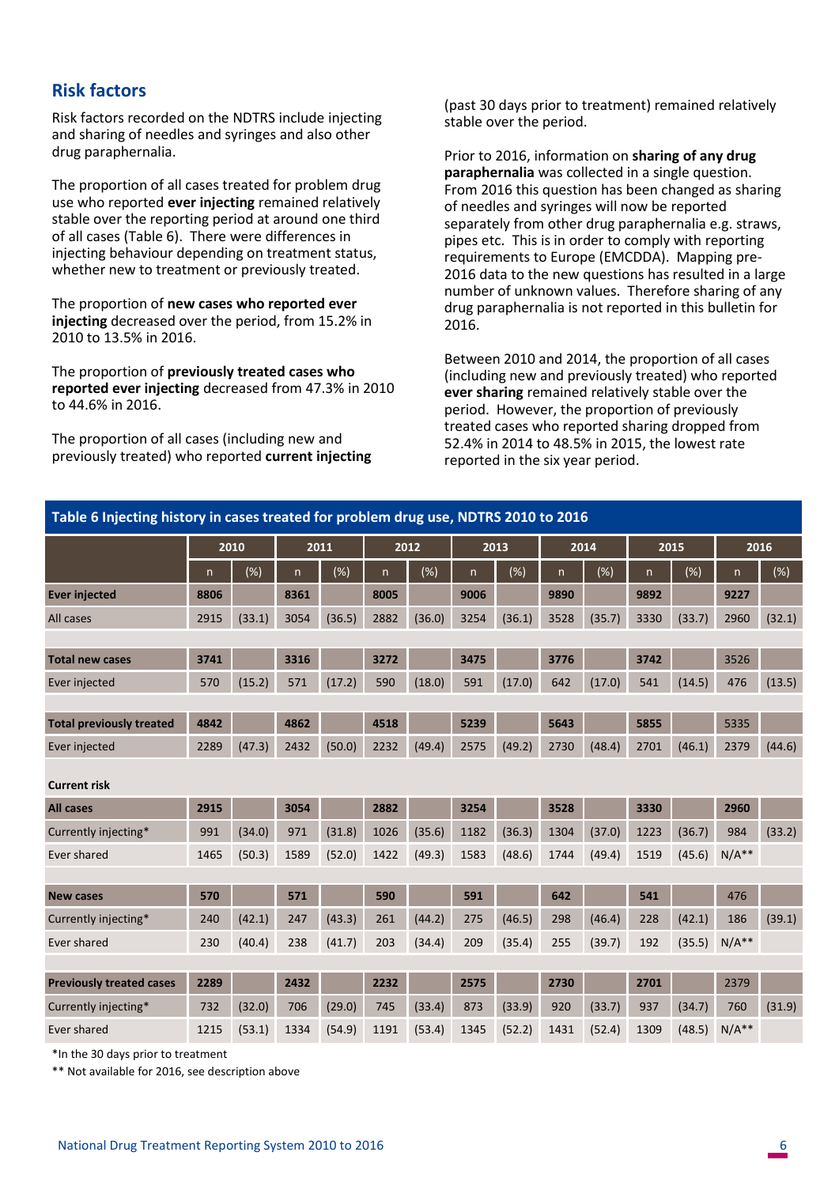## Risk factors

Risk factors recorded on the NDTRS include injecting and sharing of needles and syringes and also other drug paraphernalia.

The proportion of all cases treated for problem drug use who reported **ever injecting** remained relatively stable over the reporting period at around one third of all cases (Table 6). There were differences in injecting behaviour depending on treatment status, whether new to treatment or previously treated.

The proportion of **new cases who reported ever injecting** decreased over the period, from 15.2% in 2010 to 13.5% in 2016.

The proportion of **previously treated cases who reported ever injecting** decreased from 47.3% in 2010 to 44.6% in 2016.

The proportion of all cases (including new and previously treated) who reported **current injecting** (past 30 days prior to treatment) remained relatively stable over the period.

Prior to 2016, information on **sharing of any drug paraphernalia** was collected in a single question. From 2016 this question has been changed as sharing of needles and syringes will now be reported separately from other drug paraphernalia e.g. straws, pipes etc. This is in order to comply with reporting requirements to Europe (EMCDDA). Mapping pre-2016 data to the new questions has resulted in a large number of unknown values. Therefore sharing of any drug paraphernalia is not reported in this bulletin for 2016.

Between 2010 and 2014, the proportion of all cases (including new and previously treated) who reported **ever sharing** remained relatively stable over the period. However, the proportion of previously treated cases who reported sharing dropped from 52.4% in 2014 to 48.5% in 2015, the lowest rate reported in the six year period.

**Table 6 Injecting history in cases treated for problem drug use, NDTRS 2010 to 2016**

| | 2010 | | 2011 | | 2012 | | 2013 | | 2014 | | 2015 | | 2016 | |
|---|---|---|---|---|---|---|---|---|---|---|---|---|---|---|
| | n | (%) | n | (%) | n | (%) | n | (%) | n | (%) | n | (%) | n | (%) |
| **Ever injected** | **8806** | | **8361** | | **8005** | | **9006** | | **9890** | | **9892** | | **9227** | |
| All cases | 2915 | (33.1) | 3054 | (36.5) | 2882 | (36.0) | 3254 | (36.1) | 3528 | (35.7) | 3330 | (33.7) | 2960 | (32.1) |
| | | | | | | | | | | | | | | |
| **Total new cases** | **3741** | | **3316** | | **3272** | | **3475** | | **3776** | | **3742** | | 3526 | |
| Ever injected | 570 | (15.2) | 571 | (17.2) | 590 | (18.0) | 591 | (17.0) | 642 | (17.0) | 541 | (14.5) | 476 | (13.5) |
| | | | | | | | | | | | | | | |
| **Total previously treated** | **4842** | | **4862** | | **4518** | | **5239** | | **5643** | | **5855** | | 5335 | |
| Ever injected | 2289 | (47.3) | 2432 | (50.0) | 2232 | (49.4) | 2575 | (49.2) | 2730 | (48.4) | 2701 | (46.1) | 2379 | (44.6) |
| | | | | | | | | | | | | | | |
| **Current risk** | | | | | | | | | | | | | | |
| **All cases** | **2915** | | **3054** | | **2882** | | **3254** | | **3528** | | **3330** | | **2960** | |
| Currently injecting* | 991 | (34.0) | 971 | (31.8) | 1026 | (35.6) | 1182 | (36.3) | 1304 | (37.0) | 1223 | (36.7) | 984 | (33.2) |
| Ever shared | 1465 | (50.3) | 1589 | (52.0) | 1422 | (49.3) | 1583 | (48.6) | 1744 | (49.4) | 1519 | (45.6) | N/A** | |
| | | | | | | | | | | | | | | |
| **New cases** | **570** | | **571** | | **590** | | **591** | | **642** | | **541** | | 476 | |
| Currently injecting* | 240 | (42.1) | 247 | (43.3) | 261 | (44.2) | 275 | (46.5) | 298 | (46.4) | 228 | (42.1) | 186 | (39.1) |
| Ever shared | 230 | (40.4) | 238 | (41.7) | 203 | (34.4) | 209 | (35.4) | 255 | (39.7) | 192 | (35.5) | N/A** | |
| | | | | | | | | | | | | | | |
| **Previously treated cases** | **2289** | | **2432** | | **2232** | | **2575** | | **2730** | | **2701** | | 2379 | |
| Currently injecting* | 732 | (32.0) | 706 | (29.0) | 745 | (33.4) | 873 | (33.9) | 920 | (33.7) | 937 | (34.7) | 760 | (31.9) |
| Ever shared | 1215 | (53.1) | 1334 | (54.9) | 1191 | (53.4) | 1345 | (52.2) | 1431 | (52.4) | 1309 | (48.5) | N/A** | |

*In the 30 days prior to treatment

** Not available for 2016, see description above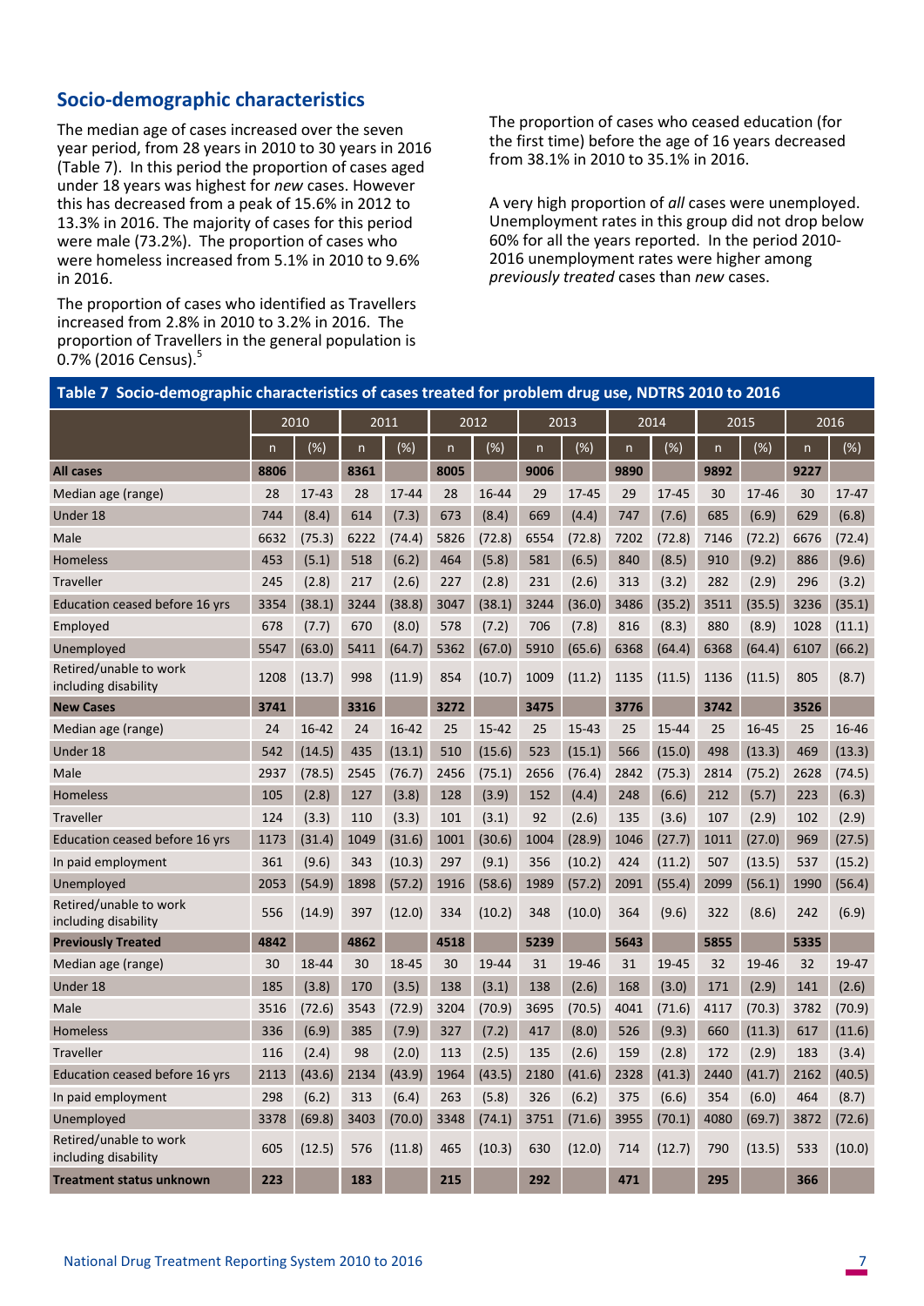## Socio-demographic characteristics

The median age of cases increased over the seven year period, from 28 years in 2010 to 30 years in 2016 (Table 7). In this period the proportion of cases aged under 18 years was highest for *new* cases. However this has decreased from a peak of 15.6% in 2012 to 13.3% in 2016. The majority of cases for this period were male (73.2%). The proportion of cases who were homeless increased from 5.1% in 2010 to 9.6% in 2016.

The proportion of cases who identified as Travellers increased from 2.8% in 2010 to 3.2% in 2016. The proportion of Travellers in the general population is 0.7% (2016 Census).[5]

The proportion of cases who ceased education (for the first time) before the age of 16 years decreased from 38.1% in 2010 to 35.1% in 2016.

A very high proportion of *all* cases were unemployed. Unemployment rates in this group did not drop below 60% for all the years reported. In the period 2010-2016 unemployment rates were higher among *previously treated* cases than *new* cases.

**Table 7 Socio-demographic characteristics of cases treated for problem drug use, NDTRS 2010 to 2016**

| | 2010 | | 2011 | | 2012 | | 2013 | | 2014 | | 2015 | | 2016 | |
|---|---|---|---|---|---|---|---|---|---|---|---|---|---|---|
| | n | (%) | n | (%) | n | (%) | n | (%) | n | (%) | n | (%) | n | (%) |
| **All cases** | **8806** | | **8361** | | **8005** | | **9006** | | **9890** | | **9892** | | **9227** | |
| Median age (range) | 28 | 17-43 | 28 | 17-44 | 28 | 16-44 | 29 | 17-45 | 29 | 17-45 | 30 | 17-46 | 30 | 17-47 |
| Under 18 | 744 | (8.4) | 614 | (7.3) | 673 | (8.4) | 669 | (4.4) | 747 | (7.6) | 685 | (6.9) | 629 | (6.8) |
| Male | 6632 | (75.3) | 6222 | (74.4) | 5826 | (72.8) | 6554 | (72.8) | 7202 | (72.8) | 7146 | (72.2) | 6676 | (72.4) |
| Homeless | 453 | (5.1) | 518 | (6.2) | 464 | (5.8) | 581 | (6.5) | 840 | (8.5) | 910 | (9.2) | 886 | (9.6) |
| Traveller | 245 | (2.8) | 217 | (2.6) | 227 | (2.8) | 231 | (2.6) | 313 | (3.2) | 282 | (2.9) | 296 | (3.2) |
| Education ceased before 16 yrs | 3354 | (38.1) | 3244 | (38.8) | 3047 | (38.1) | 3244 | (36.0) | 3486 | (35.2) | 3511 | (35.5) | 3236 | (35.1) |
| Employed | 678 | (7.7) | 670 | (8.0) | 578 | (7.2) | 706 | (7.8) | 816 | (8.3) | 880 | (8.9) | 1028 | (11.1) |
| Unemployed | 5547 | (63.0) | 5411 | (64.7) | 5362 | (67.0) | 5910 | (65.6) | 6368 | (64.4) | 6368 | (64.4) | 6107 | (66.2) |
| Retired/unable to work including disability | 1208 | (13.7) | 998 | (11.9) | 854 | (10.7) | 1009 | (11.2) | 1135 | (11.5) | 1136 | (11.5) | 805 | (8.7) |
| **New Cases** | **3741** | | **3316** | | **3272** | | **3475** | | **3776** | | **3742** | | **3526** | |
| Median age (range) | 24 | 16-42 | 24 | 16-42 | 25 | 15-42 | 25 | 15-43 | 25 | 15-44 | 25 | 16-45 | 25 | 16-46 |
| Under 18 | 542 | (14.5) | 435 | (13.1) | 510 | (15.6) | 523 | (15.1) | 566 | (15.0) | 498 | (13.3) | 469 | (13.3) |
| Male | 2937 | (78.5) | 2545 | (76.7) | 2456 | (75.1) | 2656 | (76.4) | 2842 | (75.3) | 2814 | (75.2) | 2628 | (74.5) |
| Homeless | 105 | (2.8) | 127 | (3.8) | 128 | (3.9) | 152 | (4.4) | 248 | (6.6) | 212 | (5.7) | 223 | (6.3) |
| Traveller | 124 | (3.3) | 110 | (3.3) | 101 | (3.1) | 92 | (2.6) | 135 | (3.6) | 107 | (2.9) | 102 | (2.9) |
| Education ceased before 16 yrs | 1173 | (31.4) | 1049 | (31.6) | 1001 | (30.6) | 1004 | (28.9) | 1046 | (27.7) | 1011 | (27.0) | 969 | (27.5) |
| In paid employment | 361 | (9.6) | 343 | (10.3) | 297 | (9.1) | 356 | (10.2) | 424 | (11.2) | 507 | (13.5) | 537 | (15.2) |
| Unemployed | 2053 | (54.9) | 1898 | (57.2) | 1916 | (58.6) | 1989 | (57.2) | 2091 | (55.4) | 2099 | (56.1) | 1990 | (56.4) |
| Retired/unable to work including disability | 556 | (14.9) | 397 | (12.0) | 334 | (10.2) | 348 | (10.0) | 364 | (9.6) | 322 | (8.6) | 242 | (6.9) |
| **Previously Treated** | **4842** | | **4862** | | **4518** | | **5239** | | **5643** | | **5855** | | **5335** | |
| Median age (range) | 30 | 18-44 | 30 | 18-45 | 30 | 19-44 | 31 | 19-46 | 31 | 19-45 | 32 | 19-46 | 32 | 19-47 |
| Under 18 | 185 | (3.8) | 170 | (3.5) | 138 | (3.1) | 138 | (2.6) | 168 | (3.0) | 171 | (2.9) | 141 | (2.6) |
| Male | 3516 | (72.6) | 3543 | (72.9) | 3204 | (70.9) | 3695 | (70.5) | 4041 | (71.6) | 4117 | (70.3) | 3782 | (70.9) |
| Homeless | 336 | (6.9) | 385 | (7.9) | 327 | (7.2) | 417 | (8.0) | 526 | (9.3) | 660 | (11.3) | 617 | (11.6) |
| Traveller | 116 | (2.4) | 98 | (2.0) | 113 | (2.5) | 135 | (2.6) | 159 | (2.8) | 172 | (2.9) | 183 | (3.4) |
| Education ceased before 16 yrs | 2113 | (43.6) | 2134 | (43.9) | 1964 | (43.5) | 2180 | (41.6) | 2328 | (41.3) | 2440 | (41.7) | 2162 | (40.5) |
| In paid employment | 298 | (6.2) | 313 | (6.4) | 263 | (5.8) | 326 | (6.2) | 375 | (6.6) | 354 | (6.0) | 464 | (8.7) |
| Unemployed | 3378 | (69.8) | 3403 | (70.0) | 3348 | (74.1) | 3751 | (71.6) | 3955 | (70.1) | 4080 | (69.7) | 3872 | (72.6) |
| Retired/unable to work including disability | 605 | (12.5) | 576 | (11.8) | 465 | (10.3) | 630 | (12.0) | 714 | (12.7) | 790 | (13.5) | 533 | (10.0) |
| **Treatment status unknown** | **223** | | **183** | | **215** | | **292** | | **471** | | **295** | | **366** | |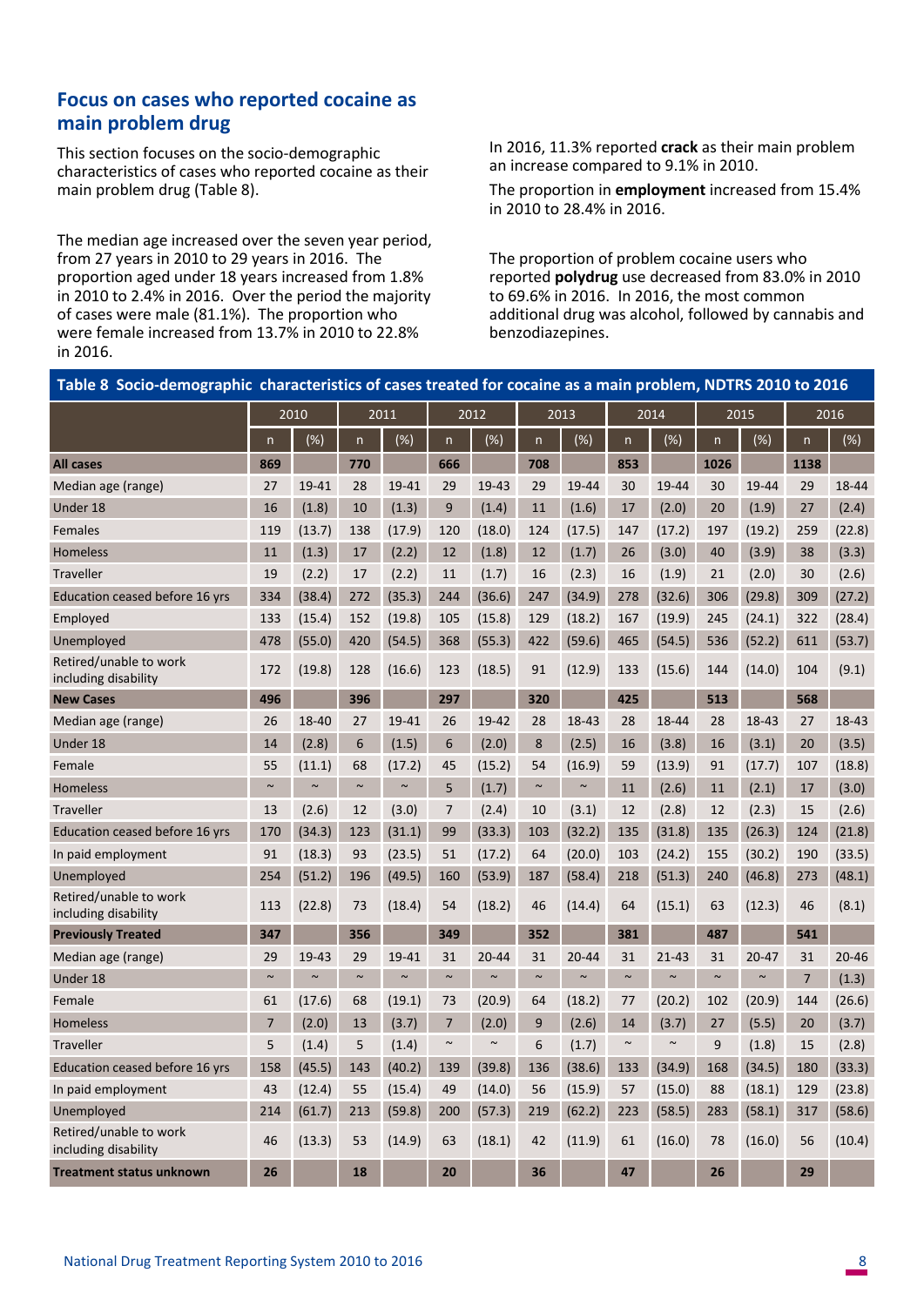## Focus on cases who reported cocaine as main problem drug

This section focuses on the socio-demographic characteristics of cases who reported cocaine as their main problem drug (Table 8).

The median age increased over the seven year period, from 27 years in 2010 to 29 years in 2016. The proportion aged under 18 years increased from 1.8% in 2010 to 2.4% in 2016. Over the period the majority of cases were male (81.1%). The proportion who were female increased from 13.7% in 2010 to 22.8% in 2016.

In 2016, 11.3% reported **crack** as their main problem an increase compared to 9.1% in 2010.

The proportion in **employment** increased from 15.4% in 2010 to 28.4% in 2016.

The proportion of problem cocaine users who reported **polydrug** use decreased from 83.0% in 2010 to 69.6% in 2016. In 2016, the most common additional drug was alcohol, followed by cannabis and benzodiazepines.

**Table 8 Socio-demographic characteristics of cases treated for cocaine as a main problem, NDTRS 2010 to 2016**

| | 2010 | | 2011 | | 2012 | | 2013 | | 2014 | | 2015 | | 2016 | |
|---|---|---|---|---|---|---|---|---|---|---|---|---|---|---|
| | n | (%) | n | (%) | n | (%) | n | (%) | n | (%) | n | (%) | n | (%) |
| **All cases** | **869** | | **770** | | **666** | | **708** | | **853** | | **1026** | | **1138** | |
| Median age (range) | 27 | 19-41 | 28 | 19-41 | 29 | 19-43 | 29 | 19-44 | 30 | 19-44 | 30 | 19-44 | 29 | 18-44 |
| Under 18 | 16 | (1.8) | 10 | (1.3) | 9 | (1.4) | 11 | (1.6) | 17 | (2.0) | 20 | (1.9) | 27 | (2.4) |
| Females | 119 | (13.7) | 138 | (17.9) | 120 | (18.0) | 124 | (17.5) | 147 | (17.2) | 197 | (19.2) | 259 | (22.8) |
| Homeless | 11 | (1.3) | 17 | (2.2) | 12 | (1.8) | 12 | (1.7) | 26 | (3.0) | 40 | (3.9) | 38 | (3.3) |
| Traveller | 19 | (2.2) | 17 | (2.2) | 11 | (1.7) | 16 | (2.3) | 16 | (1.9) | 21 | (2.0) | 30 | (2.6) |
| Education ceased before 16 yrs | 334 | (38.4) | 272 | (35.3) | 244 | (36.6) | 247 | (34.9) | 278 | (32.6) | 306 | (29.8) | 309 | (27.2) |
| Employed | 133 | (15.4) | 152 | (19.8) | 105 | (15.8) | 129 | (18.2) | 167 | (19.9) | 245 | (24.1) | 322 | (28.4) |
| Unemployed | 478 | (55.0) | 420 | (54.5) | 368 | (55.3) | 422 | (59.6) | 465 | (54.5) | 536 | (52.2) | 611 | (53.7) |
| Retired/unable to work including disability | 172 | (19.8) | 128 | (16.6) | 123 | (18.5) | 91 | (12.9) | 133 | (15.6) | 144 | (14.0) | 104 | (9.1) |
| **New Cases** | **496** | | **396** | | **297** | | **320** | | **425** | | **513** | | **568** | |
| Median age (range) | 26 | 18-40 | 27 | 19-41 | 26 | 19-42 | 28 | 18-43 | 28 | 18-44 | 28 | 18-43 | 27 | 18-43 |
| Under 18 | 14 | (2.8) | 6 | (1.5) | 6 | (2.0) | 8 | (2.5) | 16 | (3.8) | 16 | (3.1) | 20 | (3.5) |
| Female | 55 | (11.1) | 68 | (17.2) | 45 | (15.2) | 54 | (16.9) | 59 | (13.9) | 91 | (17.7) | 107 | (18.8) |
| Homeless | ~ | ~ | ~ | ~ | 5 | (1.7) | ~ | ~ | 11 | (2.6) | 11 | (2.1) | 17 | (3.0) |
| Traveller | 13 | (2.6) | 12 | (3.0) | 7 | (2.4) | 10 | (3.1) | 12 | (2.8) | 12 | (2.3) | 15 | (2.6) |
| Education ceased before 16 yrs | 170 | (34.3) | 123 | (31.1) | 99 | (33.3) | 103 | (32.2) | 135 | (31.8) | 135 | (26.3) | 124 | (21.8) |
| In paid employment | 91 | (18.3) | 93 | (23.5) | 51 | (17.2) | 64 | (20.0) | 103 | (24.2) | 155 | (30.2) | 190 | (33.5) |
| Unemployed | 254 | (51.2) | 196 | (49.5) | 160 | (53.9) | 187 | (58.4) | 218 | (51.3) | 240 | (46.8) | 273 | (48.1) |
| Retired/unable to work including disability | 113 | (22.8) | 73 | (18.4) | 54 | (18.2) | 46 | (14.4) | 64 | (15.1) | 63 | (12.3) | 46 | (8.1) |
| **Previously Treated** | **347** | | **356** | | **349** | | **352** | | **381** | | **487** | | **541** | |
| Median age (range) | 29 | 19-43 | 29 | 19-41 | 31 | 20-44 | 31 | 20-44 | 31 | 21-43 | 31 | 20-47 | 31 | 20-46 |
| Under 18 | ~ | ~ | ~ | ~ | ~ | ~ | ~ | ~ | ~ | ~ | ~ | ~ | 7 | (1.3) |
| Female | 61 | (17.6) | 68 | (19.1) | 73 | (20.9) | 64 | (18.2) | 77 | (20.2) | 102 | (20.9) | 144 | (26.6) |
| Homeless | 7 | (2.0) | 13 | (3.7) | 7 | (2.0) | 9 | (2.6) | 14 | (3.7) | 27 | (5.5) | 20 | (3.7) |
| Traveller | 5 | (1.4) | 5 | (1.4) | ~ | ~ | 6 | (1.7) | ~ | ~ | 9 | (1.8) | 15 | (2.8) |
| Education ceased before 16 yrs | 158 | (45.5) | 143 | (40.2) | 139 | (39.8) | 136 | (38.6) | 133 | (34.9) | 168 | (34.5) | 180 | (33.3) |
| In paid employment | 43 | (12.4) | 55 | (15.4) | 49 | (14.0) | 56 | (15.9) | 57 | (15.0) | 88 | (18.1) | 129 | (23.8) |
| Unemployed | 214 | (61.7) | 213 | (59.8) | 200 | (57.3) | 219 | (62.2) | 223 | (58.5) | 283 | (58.1) | 317 | (58.6) |
| Retired/unable to work including disability | 46 | (13.3) | 53 | (14.9) | 63 | (18.1) | 42 | (11.9) | 61 | (16.0) | 78 | (16.0) | 56 | (10.4) |
| **Treatment status unknown** | **26** | | **18** | | **20** | | **36** | | **47** | | **26** | | **29** | |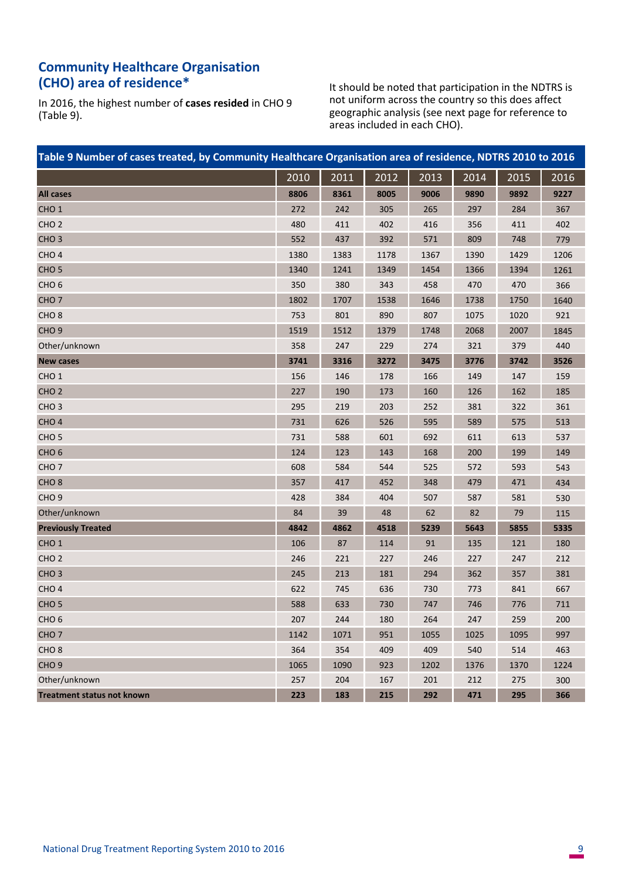## Community Healthcare Organisation (CHO) area of residence*

In 2016, the highest number of **cases resided** in CHO 9 (Table 9).

It should be noted that participation in the NDTRS is not uniform across the country so this does affect geographic analysis (see next page for reference to areas included in each CHO).

**Table 9 Number of cases treated, by Community Healthcare Organisation area of residence, NDTRS 2010 to 2016**

| | 2010 | 2011 | 2012 | 2013 | 2014 | 2015 | 2016 |
|---|---|---|---|---|---|---|---|
| **All cases** | **8806** | **8361** | **8005** | **9006** | **9890** | **9892** | **9227** |
| CHO 1 | 272 | 242 | 305 | 265 | 297 | 284 | 367 |
| CHO 2 | 480 | 411 | 402 | 416 | 356 | 411 | 402 |
| CHO 3 | 552 | 437 | 392 | 571 | 809 | 748 | 779 |
| CHO 4 | 1380 | 1383 | 1178 | 1367 | 1390 | 1429 | 1206 |
| CHO 5 | 1340 | 1241 | 1349 | 1454 | 1366 | 1394 | 1261 |
| CHO 6 | 350 | 380 | 343 | 458 | 470 | 470 | 366 |
| CHO 7 | 1802 | 1707 | 1538 | 1646 | 1738 | 1750 | 1640 |
| CHO 8 | 753 | 801 | 890 | 807 | 1075 | 1020 | 921 |
| CHO 9 | 1519 | 1512 | 1379 | 1748 | 2068 | 2007 | 1845 |
| Other/unknown | 358 | 247 | 229 | 274 | 321 | 379 | 440 |
| **New cases** | **3741** | **3316** | **3272** | **3475** | **3776** | **3742** | **3526** |
| CHO 1 | 156 | 146 | 178 | 166 | 149 | 147 | 159 |
| CHO 2 | 227 | 190 | 173 | 160 | 126 | 162 | 185 |
| CHO 3 | 295 | 219 | 203 | 252 | 381 | 322 | 361 |
| CHO 4 | 731 | 626 | 526 | 595 | 589 | 575 | 513 |
| CHO 5 | 731 | 588 | 601 | 692 | 611 | 613 | 537 |
| CHO 6 | 124 | 123 | 143 | 168 | 200 | 199 | 149 |
| CHO 7 | 608 | 584 | 544 | 525 | 572 | 593 | 543 |
| CHO 8 | 357 | 417 | 452 | 348 | 479 | 471 | 434 |
| CHO 9 | 428 | 384 | 404 | 507 | 587 | 581 | 530 |
| Other/unknown | 84 | 39 | 48 | 62 | 82 | 79 | 115 |
| **Previously Treated** | **4842** | **4862** | **4518** | **5239** | **5643** | **5855** | **5335** |
| CHO 1 | 106 | 87 | 114 | 91 | 135 | 121 | 180 |
| CHO 2 | 246 | 221 | 227 | 246 | 227 | 247 | 212 |
| CHO 3 | 245 | 213 | 181 | 294 | 362 | 357 | 381 |
| CHO 4 | 622 | 745 | 636 | 730 | 773 | 841 | 667 |
| CHO 5 | 588 | 633 | 730 | 747 | 746 | 776 | 711 |
| CHO 6 | 207 | 244 | 180 | 264 | 247 | 259 | 200 |
| CHO 7 | 1142 | 1071 | 951 | 1055 | 1025 | 1095 | 997 |
| CHO 8 | 364 | 354 | 409 | 409 | 540 | 514 | 463 |
| CHO 9 | 1065 | 1090 | 923 | 1202 | 1376 | 1370 | 1224 |
| Other/unknown | 257 | 204 | 167 | 201 | 212 | 275 | 300 |
| **Treatment status not known** | **223** | **183** | **215** | **292** | **471** | **295** | **366** |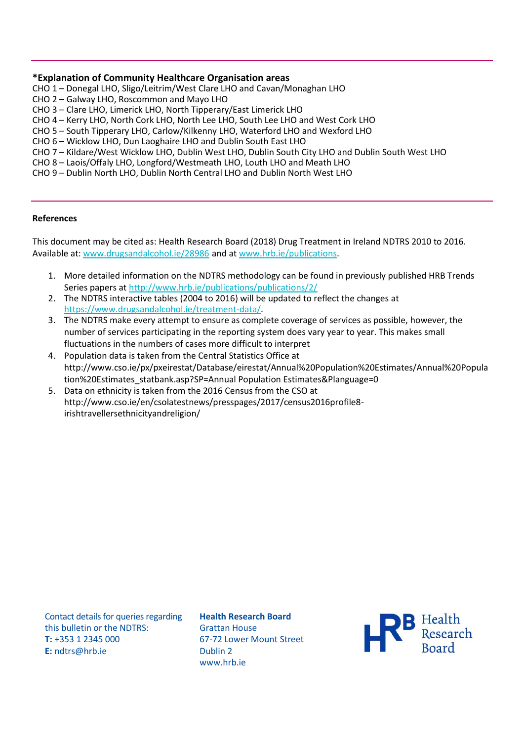**\*Explanation of Community Healthcare Organisation areas**

CHO 1 – Donegal LHO, Sligo/Leitrim/West Clare LHO and Cavan/Monaghan LHO
CHO 2 – Galway LHO, Roscommon and Mayo LHO
CHO 3 – Clare LHO, Limerick LHO, North Tipperary/East Limerick LHO
CHO 4 – Kerry LHO, North Cork LHO, North Lee LHO, South Lee LHO and West Cork LHO
CHO 5 – South Tipperary LHO, Carlow/Kilkenny LHO, Waterford LHO and Wexford LHO
CHO 6 – Wicklow LHO, Dun Laoghaire LHO and Dublin South East LHO
CHO 7 – Kildare/West Wicklow LHO, Dublin West LHO, Dublin South City LHO and Dublin South West LHO
CHO 8 – Laois/Offaly LHO, Longford/Westmeath LHO, Louth LHO and Meath LHO
CHO 9 – Dublin North LHO, Dublin North Central LHO and Dublin North West LHO

**References**

This document may be cited as: Health Research Board (2018) Drug Treatment in Ireland NDTRS 2010 to 2016. Available at: www.drugsandalcohol.ie/28986 and at www.hrb.ie/publications.

1. More detailed information on the NDTRS methodology can be found in previously published HRB Trends Series papers at http://www.hrb.ie/publications/publications/2/
2. The NDTRS interactive tables (2004 to 2016) will be updated to reflect the changes at https://www.drugsandalcohol.ie/treatment-data/.
3. The NDTRS make every attempt to ensure as complete coverage of services as possible, however, the number of services participating in the reporting system does vary year to year. This makes small fluctuations in the numbers of cases more difficult to interpret
4. Population data is taken from the Central Statistics Office at http://www.cso.ie/px/pxeirestat/Database/eirestat/Annual%20Population%20Estimates/Annual%20Population%20Estimates_statbank.asp?SP=Annual Population Estimates&Planguage=0
5. Data on ethnicity is taken from the 2016 Census from the CSO at http://www.cso.ie/en/csolatestnews/presspages/2017/census2016profile8-irishtravellersethnicityandreligion/

Contact details for queries regarding this bulletin or the NDTRS:
**T:** +353 1 2345 000
**E:** ndtrs@hrb.ie

**Health Research Board**
Grattan House
67-72 Lower Mount Street
Dublin 2
www.hrb.ie

Health Research Board